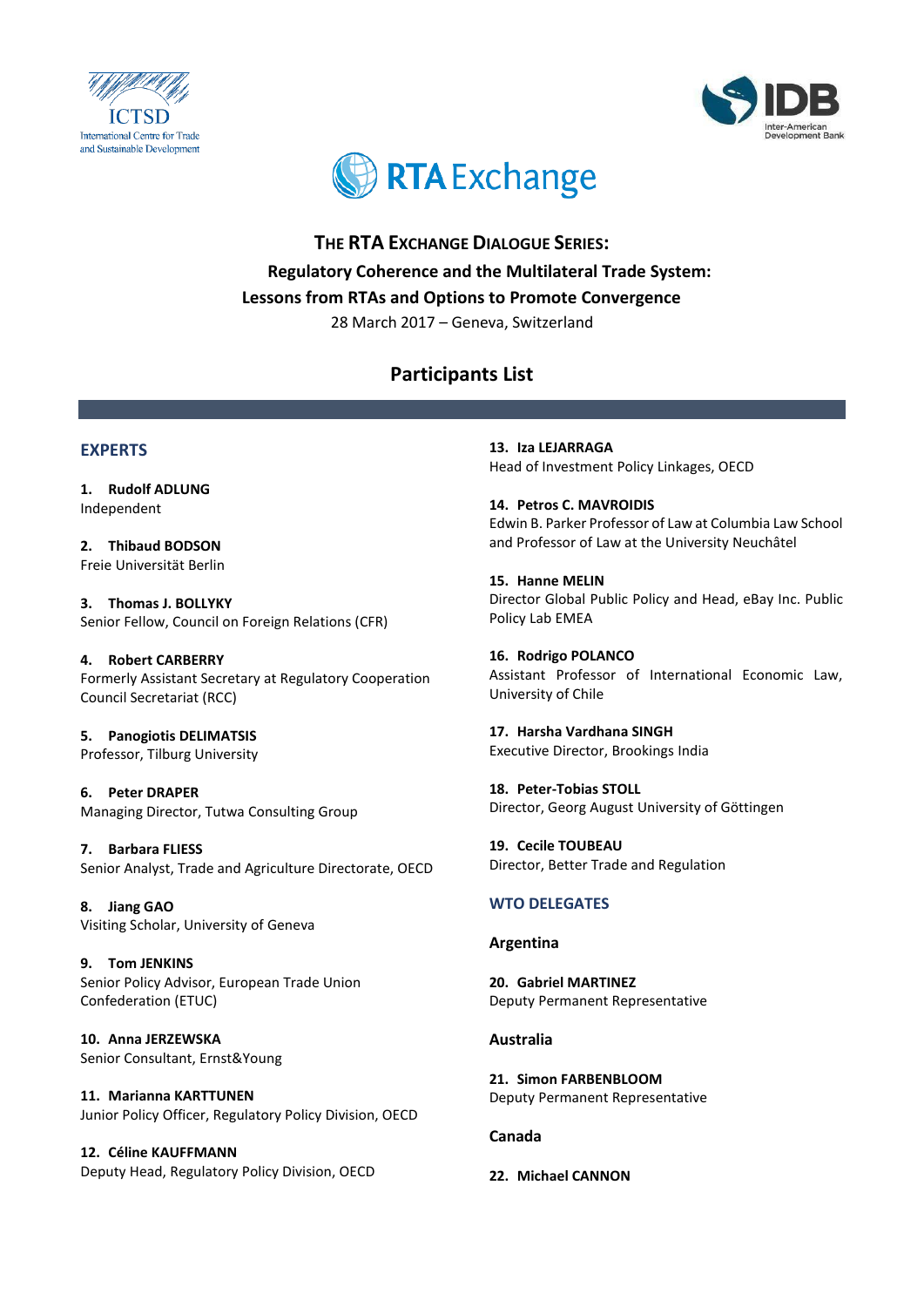ICTSD
International Centre for Trade and Sustainable Development

IDB
Inter-American Development Bank

RTA Exchange

# THE RTA EXCHANGE DIALOGUE SERIES:
## Regulatory Coherence and the Multilateral Trade System: Lessons from RTAs and Options to Promote Convergence

28 March 2017 – Geneva, Switzerland

## Participants List

### EXPERTS

1. **Rudolf ADLUNG**
Independent

2. **Thibaud BODSON**
Freie Universität Berlin

3. **Thomas J. BOLLYKY**
Senior Fellow, Council on Foreign Relations (CFR)

4. **Robert CARBERRY**
Formerly Assistant Secretary at Regulatory Cooperation Council Secretariat (RCC)

5. **Panogiotis DELIMATSIS**
Professor, Tilburg University

6. **Peter DRAPER**
Managing Director, Tutwa Consulting Group

7. **Barbara FLIESS**
Senior Analyst, Trade and Agriculture Directorate, OECD

8. **Jiang GAO**
Visiting Scholar, University of Geneva

9. **Tom JENKINS**
Senior Policy Advisor, European Trade Union Confederation (ETUC)

10. **Anna JERZEWSKA**
Senior Consultant, Ernst&Young

11. **Marianna KARTTUNEN**
Junior Policy Officer, Regulatory Policy Division, OECD

12. **Céline KAUFFMANN**
Deputy Head, Regulatory Policy Division, OECD

13. **Iza LEJARRAGA**
Head of Investment Policy Linkages, OECD

14. **Petros C. MAVROIDIS**
Edwin B. Parker Professor of Law at Columbia Law School and Professor of Law at the University Neuchâtel

15. **Hanne MELIN**
Director Global Public Policy and Head, eBay Inc. Public Policy Lab EMEA

16. **Rodrigo POLANCO**
Assistant Professor of International Economic Law, University of Chile

17. **Harsha Vardhana SINGH**
Executive Director, Brookings India

18. **Peter-Tobias STOLL**
Director, Georg August University of Göttingen

19. **Cecile TOUBEAU**
Director, Better Trade and Regulation

### WTO DELEGATES

#### Argentina

20. **Gabriel MARTINEZ**
Deputy Permanent Representative

#### Australia

21. **Simon FARBENBLOOM**
Deputy Permanent Representative

#### Canada

22. **Michael CANNON**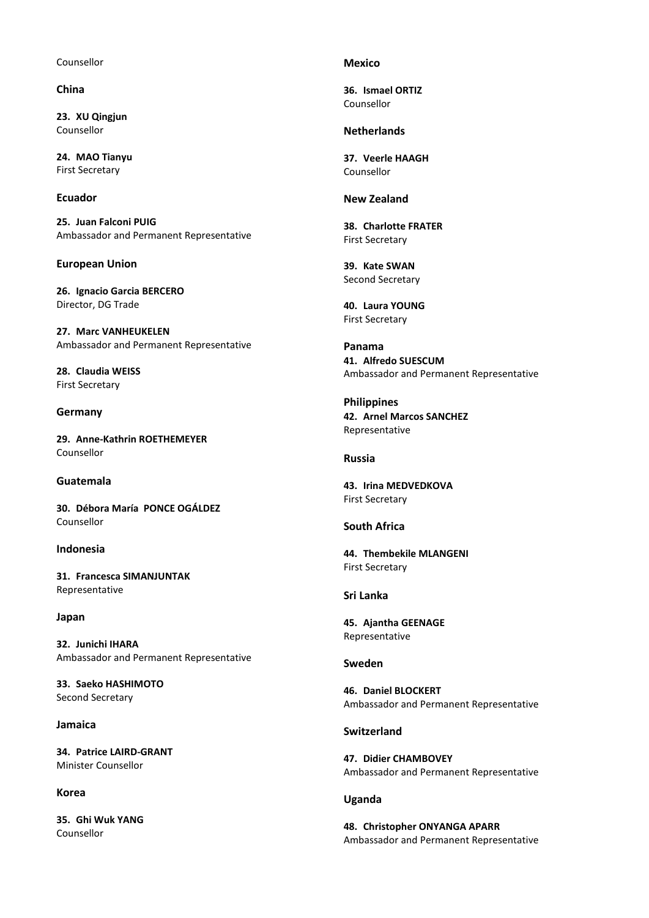Counsellor

**China**

**23. XU Qingjun**
Counsellor

**24. MAO Tianyu**
First Secretary

**Ecuador**

**25. Juan Falconi PUIG**
Ambassador and Permanent Representative

**European Union**

**26. Ignacio Garcia BERCERO**
Director, DG Trade

**27. Marc VANHEUKELEN**
Ambassador and Permanent Representative

**28. Claudia WEISS**
First Secretary

**Germany**

**29. Anne-Kathrin ROETHEMEYER**
Counsellor

**Guatemala**

**30. Débora María PONCE OGÁLDEZ**
Counsellor

**Indonesia**

**31. Francesca SIMANJUNTAK**
Representative

**Japan**

**32. Junichi IHARA**
Ambassador and Permanent Representative

**33. Saeko HASHIMOTO**
Second Secretary

**Jamaica**

**34. Patrice LAIRD-GRANT**
Minister Counsellor

**Korea**

**35. Ghi Wuk YANG**
Counsellor

**Mexico**

**36. Ismael ORTIZ**
Counsellor

**Netherlands**

**37. Veerle HAAGH**
Counsellor

**New Zealand**

**38. Charlotte FRATER**
First Secretary

**39. Kate SWAN**
Second Secretary

**40. Laura YOUNG**
First Secretary

**Panama**

**41. Alfredo SUESCUM**
Ambassador and Permanent Representative

**Philippines**

**42. Arnel Marcos SANCHEZ**
Representative

**Russia**

**43. Irina MEDVEDKOVA**
First Secretary

**South Africa**

**44. Thembekile MLANGENI**
First Secretary

**Sri Lanka**

**45. Ajantha GEENAGE**
Representative

**Sweden**

**46. Daniel BLOCKERT**
Ambassador and Permanent Representative

**Switzerland**

**47. Didier CHAMBOVEY**
Ambassador and Permanent Representative

**Uganda**

**48. Christopher ONYANGA APARR**
Ambassador and Permanent Representative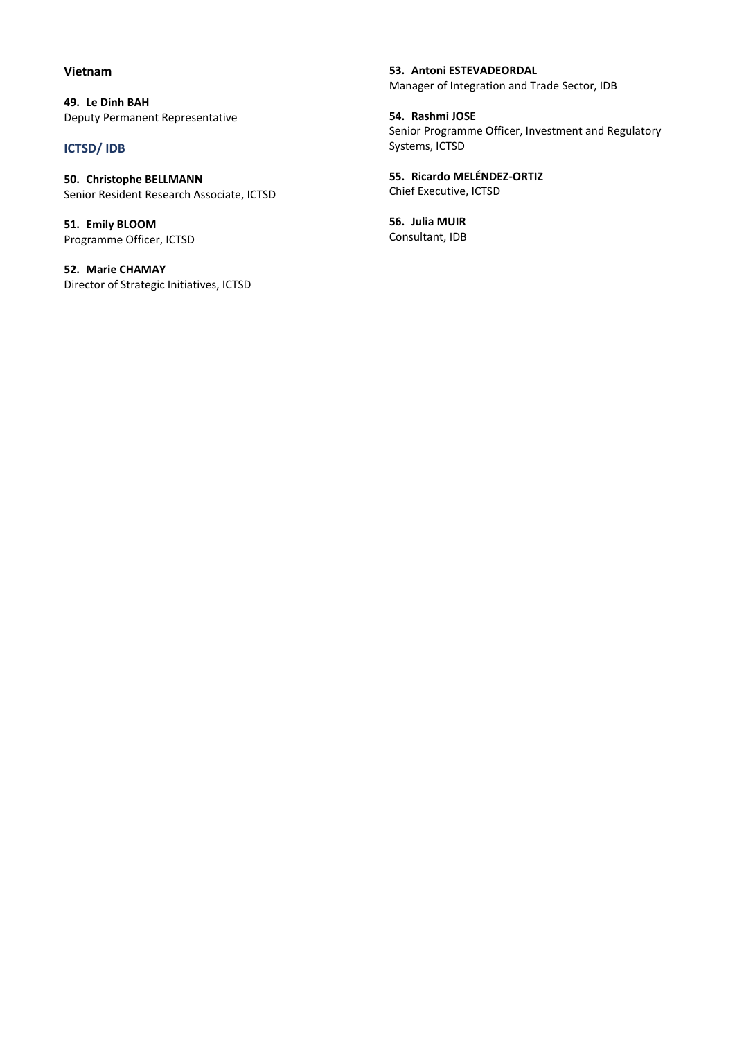### Vietnam

**49. Le Dinh BAH**
Deputy Permanent Representative

### ICTSD/ IDB

**50. Christophe BELLMANN**
Senior Resident Research Associate, ICTSD

**51. Emily BLOOM**
Programme Officer, ICTSD

**52. Marie CHAMAY**
Director of Strategic Initiatives, ICTSD

**53. Antoni ESTEVADEORDAL**
Manager of Integration and Trade Sector, IDB

**54. Rashmi JOSE**
Senior Programme Officer, Investment and Regulatory Systems, ICTSD

**55. Ricardo MELÉNDEZ-ORTIZ**
Chief Executive, ICTSD

**56. Julia MUIR**
Consultant, IDB